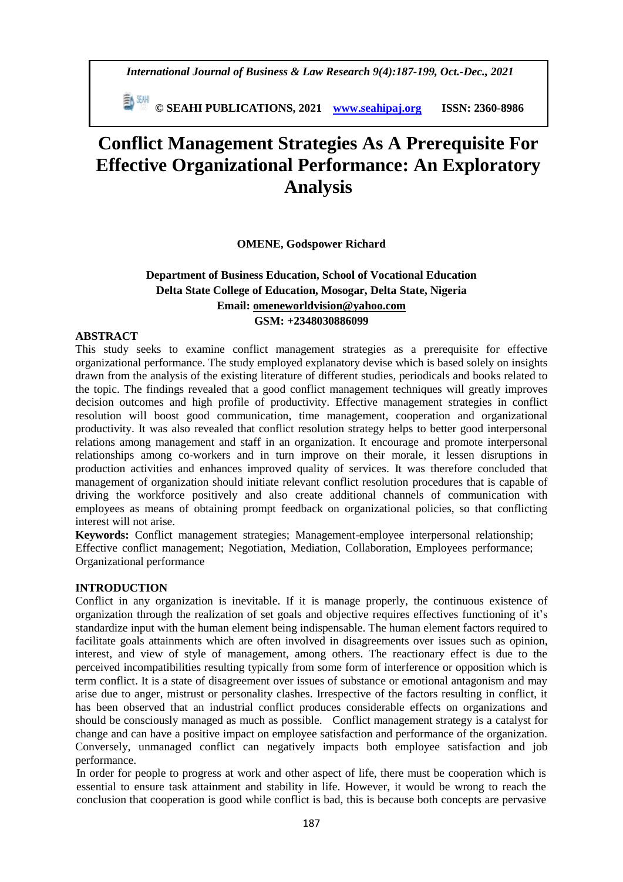# Conflict Management Strategies As A Prerequisite For Effective Organizational Performance: An Exploratory Analysis

**OMENE, Godspower Richard**

**Department of Business Education, School of Vocational Education**
**Delta State College of Education, Mosogar, Delta State, Nigeria**
**Email: omeneworldvision@yahoo.com**
**GSM: +2348030886099**

## ABSTRACT

This study seeks to examine conflict management strategies as a prerequisite for effective organizational performance. The study employed explanatory devise which is based solely on insights drawn from the analysis of the existing literature of different studies, periodicals and books related to the topic. The findings revealed that a good conflict management techniques will greatly improves decision outcomes and high profile of productivity. Effective management strategies in conflict resolution will boost good communication, time management, cooperation and organizational productivity. It was also revealed that conflict resolution strategy helps to better good interpersonal relations among management and staff in an organization. It encourage and promote interpersonal relationships among co-workers and in turn improve on their morale, it lessen disruptions in production activities and enhances improved quality of services. It was therefore concluded that management of organization should initiate relevant conflict resolution procedures that is capable of driving the workforce positively and also create additional channels of communication with employees as means of obtaining prompt feedback on organizational policies, so that conflicting interest will not arise.

**Keywords:** Conflict management strategies; Management-employee interpersonal relationship; Effective conflict management; Negotiation, Mediation, Collaboration, Employees performance; Organizational performance

## INTRODUCTION

Conflict in any organization is inevitable. If it is manage properly, the continuous existence of organization through the realization of set goals and objective requires effectives functioning of it's standardize input with the human element being indispensable. The human element factors required to facilitate goals attainments which are often involved in disagreements over issues such as opinion, interest, and view of style of management, among others. The reactionary effect is due to the perceived incompatibilities resulting typically from some form of interference or opposition which is term conflict. It is a state of disagreement over issues of substance or emotional antagonism and may arise due to anger, mistrust or personality clashes. Irrespective of the factors resulting in conflict, it has been observed that an industrial conflict produces considerable effects on organizations and should be consciously managed as much as possible. Conflict management strategy is a catalyst for change and can have a positive impact on employee satisfaction and performance of the organization. Conversely, unmanaged conflict can negatively impacts both employee satisfaction and job performance.

In order for people to progress at work and other aspect of life, there must be cooperation which is essential to ensure task attainment and stability in life. However, it would be wrong to reach the conclusion that cooperation is good while conflict is bad, this is because both concepts are pervasive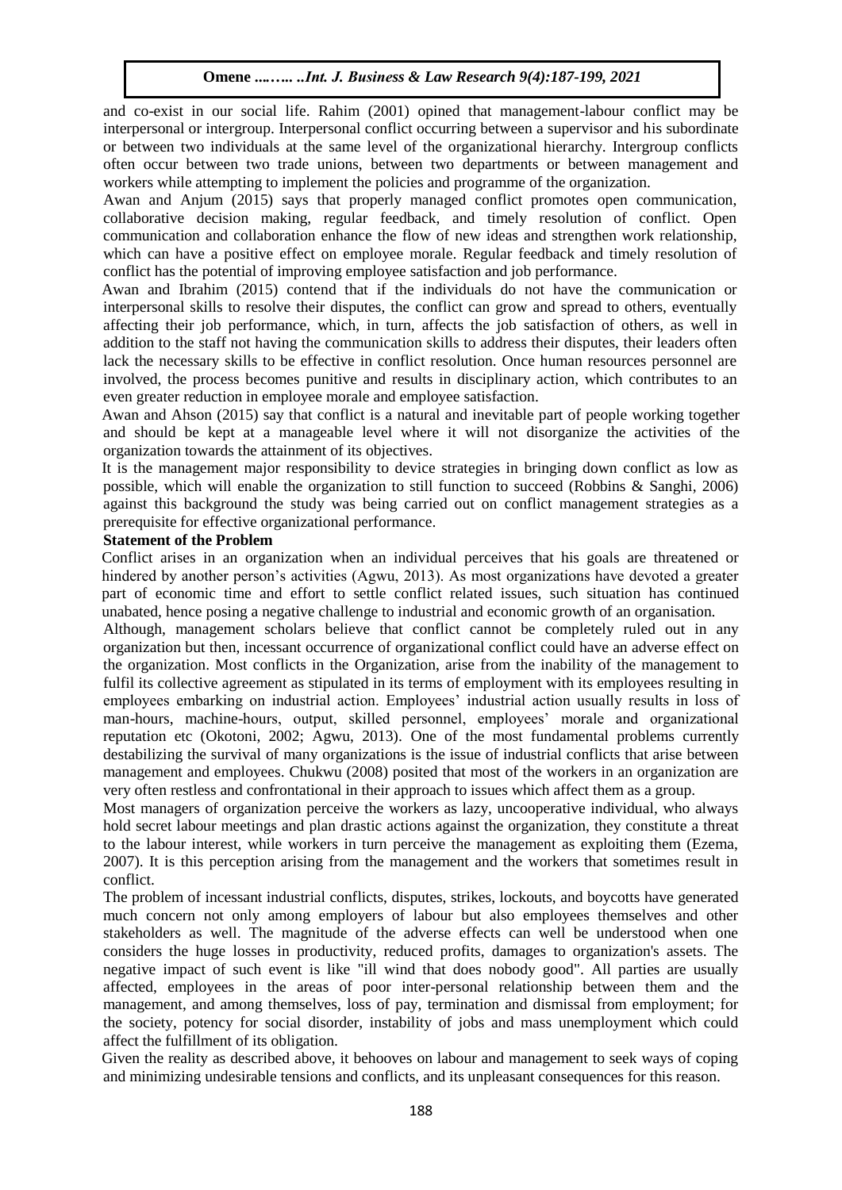and co-exist in our social life. Rahim (2001) opined that management-labour conflict may be interpersonal or intergroup. Interpersonal conflict occurring between a supervisor and his subordinate or between two individuals at the same level of the organizational hierarchy. Intergroup conflicts often occur between two trade unions, between two departments or between management and workers while attempting to implement the policies and programme of the organization.

Awan and Anjum (2015) says that properly managed conflict promotes open communication, collaborative decision making, regular feedback, and timely resolution of conflict. Open communication and collaboration enhance the flow of new ideas and strengthen work relationship, which can have a positive effect on employee morale. Regular feedback and timely resolution of conflict has the potential of improving employee satisfaction and job performance.

Awan and Ibrahim (2015) contend that if the individuals do not have the communication or interpersonal skills to resolve their disputes, the conflict can grow and spread to others, eventually affecting their job performance, which, in turn, affects the job satisfaction of others, as well in addition to the staff not having the communication skills to address their disputes, their leaders often lack the necessary skills to be effective in conflict resolution. Once human resources personnel are involved, the process becomes punitive and results in disciplinary action, which contributes to an even greater reduction in employee morale and employee satisfaction.

Awan and Ahson (2015) say that conflict is a natural and inevitable part of people working together and should be kept at a manageable level where it will not disorganize the activities of the organization towards the attainment of its objectives.

It is the management major responsibility to device strategies in bringing down conflict as low as possible, which will enable the organization to still function to succeed (Robbins & Sanghi, 2006) against this background the study was being carried out on conflict management strategies as a prerequisite for effective organizational performance.

**Statement of the Problem**

Conflict arises in an organization when an individual perceives that his goals are threatened or hindered by another person's activities (Agwu, 2013). As most organizations have devoted a greater part of economic time and effort to settle conflict related issues, such situation has continued unabated, hence posing a negative challenge to industrial and economic growth of an organisation.

Although, management scholars believe that conflict cannot be completely ruled out in any organization but then, incessant occurrence of organizational conflict could have an adverse effect on the organization. Most conflicts in the Organization, arise from the inability of the management to fulfil its collective agreement as stipulated in its terms of employment with its employees resulting in employees embarking on industrial action. Employees' industrial action usually results in loss of man-hours, machine-hours, output, skilled personnel, employees' morale and organizational reputation etc (Okotoni, 2002; Agwu, 2013). One of the most fundamental problems currently destabilizing the survival of many organizations is the issue of industrial conflicts that arise between management and employees. Chukwu (2008) posited that most of the workers in an organization are very often restless and confrontational in their approach to issues which affect them as a group.

Most managers of organization perceive the workers as lazy, uncooperative individual, who always hold secret labour meetings and plan drastic actions against the organization, they constitute a threat to the labour interest, while workers in turn perceive the management as exploiting them (Ezema, 2007). It is this perception arising from the management and the workers that sometimes result in conflict.

The problem of incessant industrial conflicts, disputes, strikes, lockouts, and boycotts have generated much concern not only among employers of labour but also employees themselves and other stakeholders as well. The magnitude of the adverse effects can well be understood when one considers the huge losses in productivity, reduced profits, damages to organization's assets. The negative impact of such event is like "ill wind that does nobody good". All parties are usually affected, employees in the areas of poor inter-personal relationship between them and the management, and among themselves, loss of pay, termination and dismissal from employment; for the society, potency for social disorder, instability of jobs and mass unemployment which could affect the fulfillment of its obligation.

Given the reality as described above, it behooves on labour and management to seek ways of coping and minimizing undesirable tensions and conflicts, and its unpleasant consequences for this reason.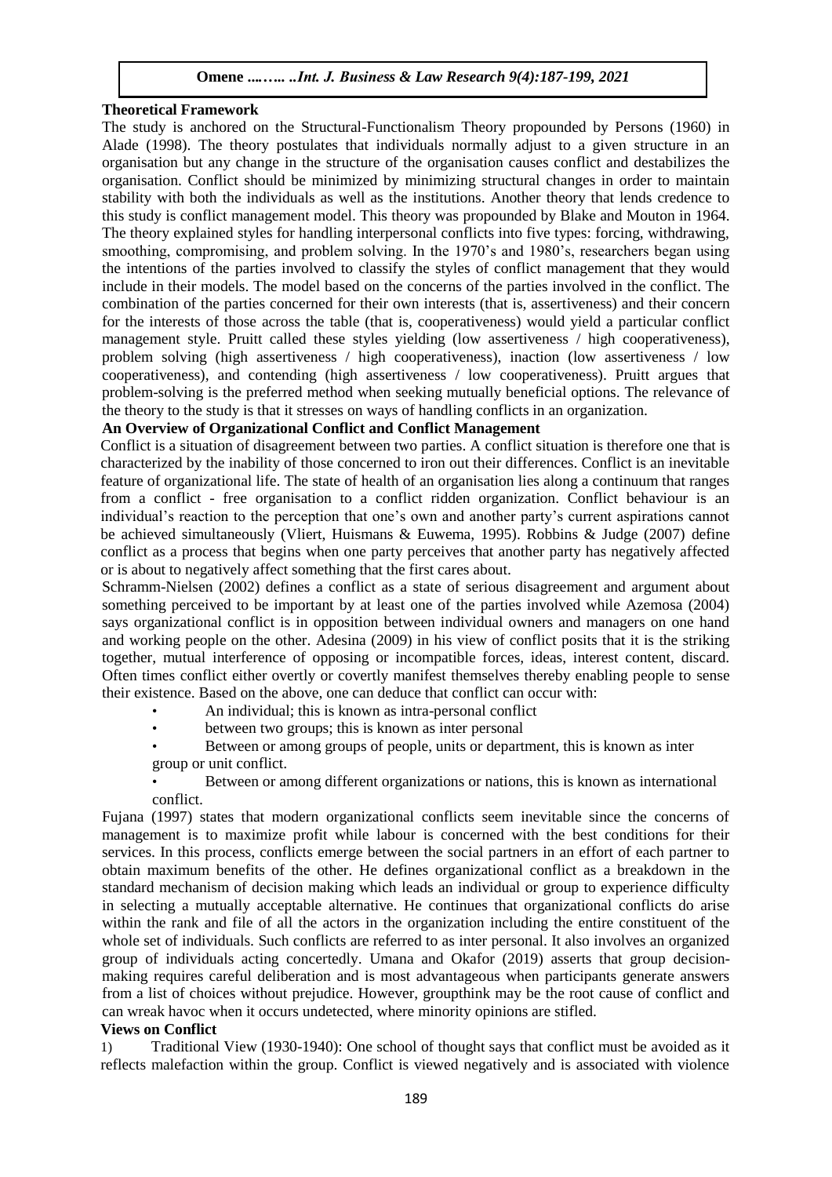## Theoretical Framework

The study is anchored on the Structural-Functionalism Theory propounded by Persons (1960) in Alade (1998). The theory postulates that individuals normally adjust to a given structure in an organisation but any change in the structure of the organisation causes conflict and destabilizes the organisation. Conflict should be minimized by minimizing structural changes in order to maintain stability with both the individuals as well as the institutions. Another theory that lends credence to this study is conflict management model. This theory was propounded by Blake and Mouton in 1964. The theory explained styles for handling interpersonal conflicts into five types: forcing, withdrawing, smoothing, compromising, and problem solving. In the 1970's and 1980's, researchers began using the intentions of the parties involved to classify the styles of conflict management that they would include in their models. The model based on the concerns of the parties involved in the conflict. The combination of the parties concerned for their own interests (that is, assertiveness) and their concern for the interests of those across the table (that is, cooperativeness) would yield a particular conflict management style. Pruitt called these styles yielding (low assertiveness / high cooperativeness), problem solving (high assertiveness / high cooperativeness), inaction (low assertiveness / low cooperativeness), and contending (high assertiveness / low cooperativeness). Pruitt argues that problem-solving is the preferred method when seeking mutually beneficial options. The relevance of the theory to the study is that it stresses on ways of handling conflicts in an organization.

## An Overview of Organizational Conflict and Conflict Management

Conflict is a situation of disagreement between two parties. A conflict situation is therefore one that is characterized by the inability of those concerned to iron out their differences. Conflict is an inevitable feature of organizational life. The state of health of an organisation lies along a continuum that ranges from a conflict - free organisation to a conflict ridden organization. Conflict behaviour is an individual's reaction to the perception that one's own and another party's current aspirations cannot be achieved simultaneously (Vliert, Huismans & Euwema, 1995). Robbins & Judge (2007) define conflict as a process that begins when one party perceives that another party has negatively affected or is about to negatively affect something that the first cares about.

Schramm-Nielsen (2002) defines a conflict as a state of serious disagreement and argument about something perceived to be important by at least one of the parties involved while Azemosa (2004) says organizational conflict is in opposition between individual owners and managers on one hand and working people on the other. Adesina (2009) in his view of conflict posits that it is the striking together, mutual interference of opposing or incompatible forces, ideas, interest content, discard. Often times conflict either overtly or covertly manifest themselves thereby enabling people to sense their existence. Based on the above, one can deduce that conflict can occur with:

- An individual; this is known as intra-personal conflict
- between two groups; this is known as inter personal
- Between or among groups of people, units or department, this is known as inter group or unit conflict.
- Between or among different organizations or nations, this is known as international conflict.

Fujana (1997) states that modern organizational conflicts seem inevitable since the concerns of management is to maximize profit while labour is concerned with the best conditions for their services. In this process, conflicts emerge between the social partners in an effort of each partner to obtain maximum benefits of the other. He defines organizational conflict as a breakdown in the standard mechanism of decision making which leads an individual or group to experience difficulty in selecting a mutually acceptable alternative. He continues that organizational conflicts do arise within the rank and file of all the actors in the organization including the entire constituent of the whole set of individuals. Such conflicts are referred to as inter personal. It also involves an organized group of individuals acting concertedly. Umana and Okafor (2019) asserts that group decision-making requires careful deliberation and is most advantageous when participants generate answers from a list of choices without prejudice. However, groupthink may be the root cause of conflict and can wreak havoc when it occurs undetected, where minority opinions are stifled.

## Views on Conflict

1) Traditional View (1930-1940): One school of thought says that conflict must be avoided as it reflects malefaction within the group. Conflict is viewed negatively and is associated with violence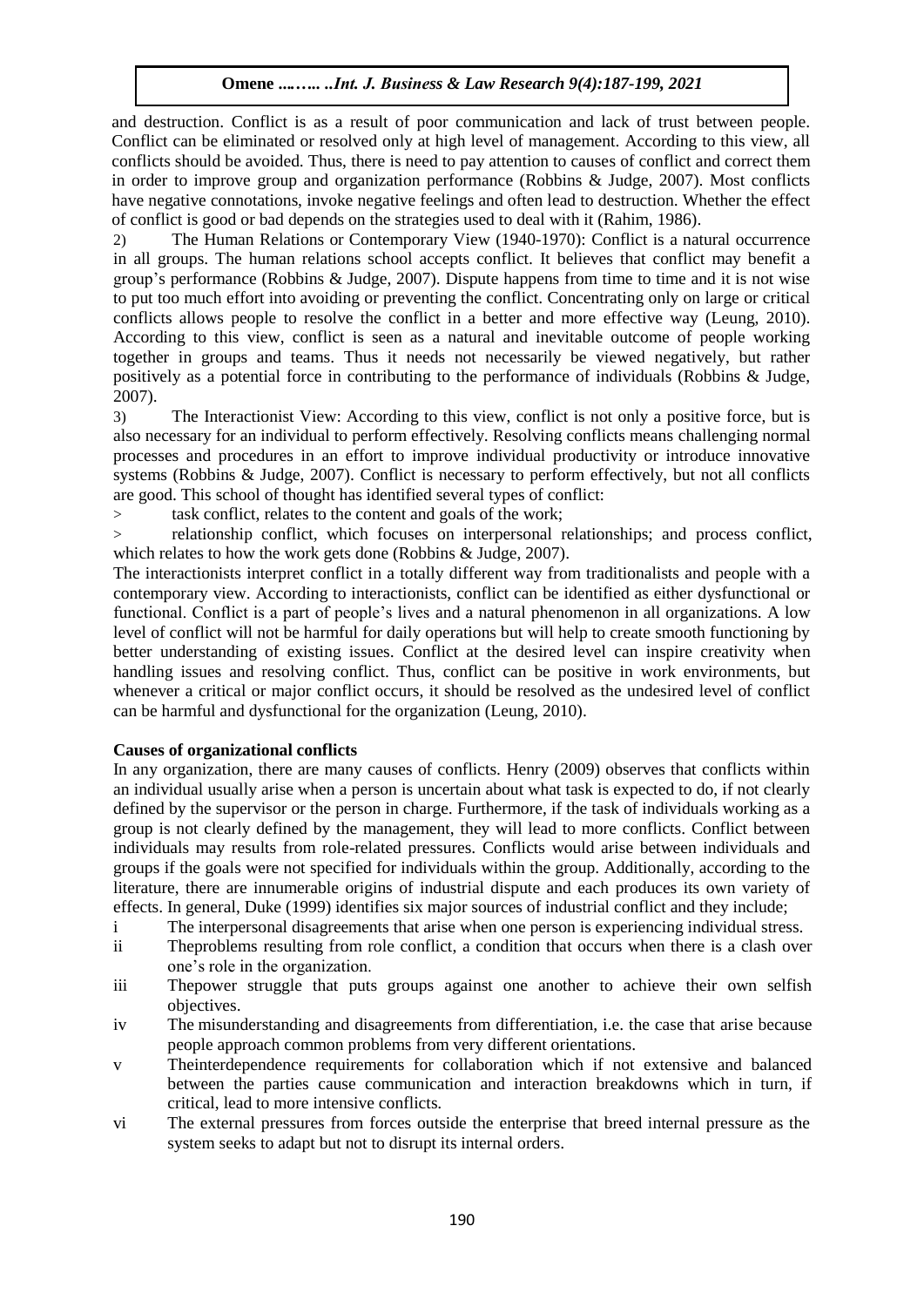and destruction. Conflict is as a result of poor communication and lack of trust between people. Conflict can be eliminated or resolved only at high level of management. According to this view, all conflicts should be avoided. Thus, there is need to pay attention to causes of conflict and correct them in order to improve group and organization performance (Robbins & Judge, 2007). Most conflicts have negative connotations, invoke negative feelings and often lead to destruction. Whether the effect of conflict is good or bad depends on the strategies used to deal with it (Rahim, 1986).

2) The Human Relations or Contemporary View (1940-1970): Conflict is a natural occurrence in all groups. The human relations school accepts conflict. It believes that conflict may benefit a group's performance (Robbins & Judge, 2007). Dispute happens from time to time and it is not wise to put too much effort into avoiding or preventing the conflict. Concentrating only on large or critical conflicts allows people to resolve the conflict in a better and more effective way (Leung, 2010). According to this view, conflict is seen as a natural and inevitable outcome of people working together in groups and teams. Thus it needs not necessarily be viewed negatively, but rather positively as a potential force in contributing to the performance of individuals (Robbins & Judge, 2007).

3) The Interactionist View: According to this view, conflict is not only a positive force, but is also necessary for an individual to perform effectively. Resolving conflicts means challenging normal processes and procedures in an effort to improve individual productivity or introduce innovative systems (Robbins & Judge, 2007). Conflict is necessary to perform effectively, but not all conflicts are good. This school of thought has identified several types of conflict:

> task conflict, relates to the content and goals of the work;

> relationship conflict, which focuses on interpersonal relationships; and process conflict, which relates to how the work gets done (Robbins & Judge, 2007).

The interactionists interpret conflict in a totally different way from traditionalists and people with a contemporary view. According to interactionists, conflict can be identified as either dysfunctional or functional. Conflict is a part of people's lives and a natural phenomenon in all organizations. A low level of conflict will not be harmful for daily operations but will help to create smooth functioning by better understanding of existing issues. Conflict at the desired level can inspire creativity when handling issues and resolving conflict. Thus, conflict can be positive in work environments, but whenever a critical or major conflict occurs, it should be resolved as the undesired level of conflict can be harmful and dysfunctional for the organization (Leung, 2010).

**Causes of organizational conflicts**

In any organization, there are many causes of conflicts. Henry (2009) observes that conflicts within an individual usually arise when a person is uncertain about what task is expected to do, if not clearly defined by the supervisor or the person in charge. Furthermore, if the task of individuals working as a group is not clearly defined by the management, they will lead to more conflicts. Conflict between individuals may results from role-related pressures. Conflicts would arise between individuals and groups if the goals were not specified for individuals within the group. Additionally, according to the literature, there are innumerable origins of industrial dispute and each produces its own variety of effects. In general, Duke (1999) identifies six major sources of industrial conflict and they include;

i The interpersonal disagreements that arise when one person is experiencing individual stress.

ii Theproblems resulting from role conflict, a condition that occurs when there is a clash over one's role in the organization.

iii Thepower struggle that puts groups against one another to achieve their own selfish objectives.

iv The misunderstanding and disagreements from differentiation, i.e. the case that arise because people approach common problems from very different orientations.

v Theinterdependence requirements for collaboration which if not extensive and balanced between the parties cause communication and interaction breakdowns which in turn, if critical, lead to more intensive conflicts.

vi The external pressures from forces outside the enterprise that breed internal pressure as the system seeks to adapt but not to disrupt its internal orders.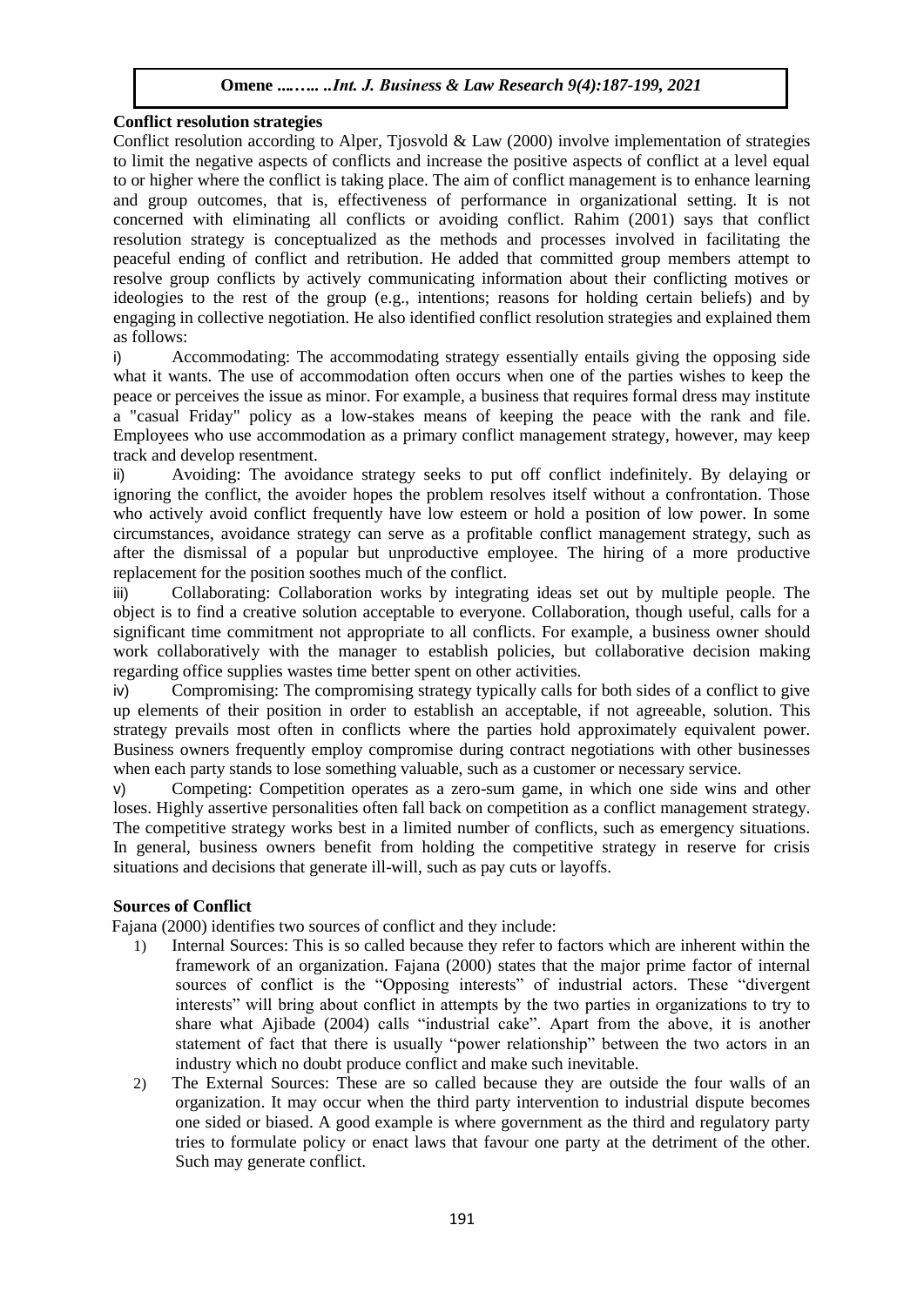**Conflict resolution strategies**

Conflict resolution according to Alper, Tjosvold & Law (2000) involve implementation of strategies to limit the negative aspects of conflicts and increase the positive aspects of conflict at a level equal to or higher where the conflict is taking place. The aim of conflict management is to enhance learning and group outcomes, that is, effectiveness of performance in organizational setting. It is not concerned with eliminating all conflicts or avoiding conflict. Rahim (2001) says that conflict resolution strategy is conceptualized as the methods and processes involved in facilitating the peaceful ending of conflict and retribution. He added that committed group members attempt to resolve group conflicts by actively communicating information about their conflicting motives or ideologies to the rest of the group (e.g., intentions; reasons for holding certain beliefs) and by engaging in collective negotiation. He also identified conflict resolution strategies and explained them as follows:

i) Accommodating: The accommodating strategy essentially entails giving the opposing side what it wants. The use of accommodation often occurs when one of the parties wishes to keep the peace or perceives the issue as minor. For example, a business that requires formal dress may institute a "casual Friday" policy as a low-stakes means of keeping the peace with the rank and file. Employees who use accommodation as a primary conflict management strategy, however, may keep track and develop resentment.

ii) Avoiding: The avoidance strategy seeks to put off conflict indefinitely. By delaying or ignoring the conflict, the avoider hopes the problem resolves itself without a confrontation. Those who actively avoid conflict frequently have low esteem or hold a position of low power. In some circumstances, avoidance strategy can serve as a profitable conflict management strategy, such as after the dismissal of a popular but unproductive employee. The hiring of a more productive replacement for the position soothes much of the conflict.

iii) Collaborating: Collaboration works by integrating ideas set out by multiple people. The object is to find a creative solution acceptable to everyone. Collaboration, though useful, calls for a significant time commitment not appropriate to all conflicts. For example, a business owner should work collaboratively with the manager to establish policies, but collaborative decision making regarding office supplies wastes time better spent on other activities.

iv) Compromising: The compromising strategy typically calls for both sides of a conflict to give up elements of their position in order to establish an acceptable, if not agreeable, solution. This strategy prevails most often in conflicts where the parties hold approximately equivalent power. Business owners frequently employ compromise during contract negotiations with other businesses when each party stands to lose something valuable, such as a customer or necessary service.

v) Competing: Competition operates as a zero-sum game, in which one side wins and other loses. Highly assertive personalities often fall back on competition as a conflict management strategy. The competitive strategy works best in a limited number of conflicts, such as emergency situations. In general, business owners benefit from holding the competitive strategy in reserve for crisis situations and decisions that generate ill-will, such as pay cuts or layoffs.

**Sources of Conflict**

Fajana (2000) identifies two sources of conflict and they include:

1) Internal Sources: This is so called because they refer to factors which are inherent within the framework of an organization. Fajana (2000) states that the major prime factor of internal sources of conflict is the "Opposing interests" of industrial actors. These "divergent interests" will bring about conflict in attempts by the two parties in organizations to try to share what Ajibade (2004) calls "industrial cake". Apart from the above, it is another statement of fact that there is usually "power relationship" between the two actors in an industry which no doubt produce conflict and make such inevitable.

2) The External Sources: These are so called because they are outside the four walls of an organization. It may occur when the third party intervention to industrial dispute becomes one sided or biased. A good example is where government as the third and regulatory party tries to formulate policy or enact laws that favour one party at the detriment of the other. Such may generate conflict.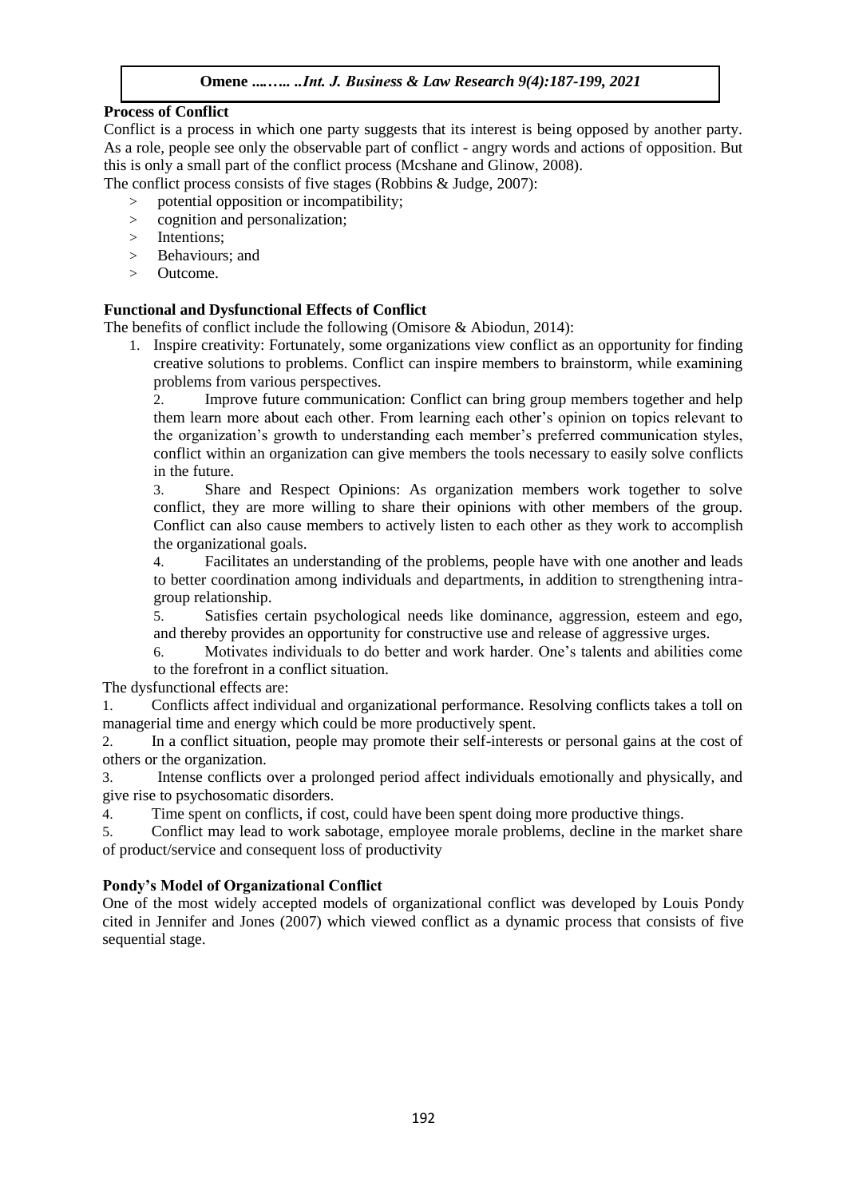**Process of Conflict**

Conflict is a process in which one party suggests that its interest is being opposed by another party. As a role, people see only the observable part of conflict - angry words and actions of opposition. But this is only a small part of the conflict process (Mcshane and Glinow, 2008).

The conflict process consists of five stages (Robbins & Judge, 2007):

- potential opposition or incompatibility;
- cognition and personalization;
- Intentions;
- Behaviours; and
- Outcome.

**Functional and Dysfunctional Effects of Conflict**

The benefits of conflict include the following (Omisore & Abiodun, 2014):

1. Inspire creativity: Fortunately, some organizations view conflict as an opportunity for finding creative solutions to problems. Conflict can inspire members to brainstorm, while examining problems from various perspectives.
2. Improve future communication: Conflict can bring group members together and help them learn more about each other. From learning each other's opinion on topics relevant to the organization's growth to understanding each member's preferred communication styles, conflict within an organization can give members the tools necessary to easily solve conflicts in the future.
3. Share and Respect Opinions: As organization members work together to solve conflict, they are more willing to share their opinions with other members of the group. Conflict can also cause members to actively listen to each other as they work to accomplish the organizational goals.
4. Facilitates an understanding of the problems, people have with one another and leads to better coordination among individuals and departments, in addition to strengthening intra-group relationship.
5. Satisfies certain psychological needs like dominance, aggression, esteem and ego, and thereby provides an opportunity for constructive use and release of aggressive urges.
6. Motivates individuals to do better and work harder. One's talents and abilities come to the forefront in a conflict situation.

The dysfunctional effects are:

1. Conflicts affect individual and organizational performance. Resolving conflicts takes a toll on managerial time and energy which could be more productively spent.
2. In a conflict situation, people may promote their self-interests or personal gains at the cost of others or the organization.
3. Intense conflicts over a prolonged period affect individuals emotionally and physically, and give rise to psychosomatic disorders.
4. Time spent on conflicts, if cost, could have been spent doing more productive things.
5. Conflict may lead to work sabotage, employee morale problems, decline in the market share of product/service and consequent loss of productivity

**Pondy's Model of Organizational Conflict**

One of the most widely accepted models of organizational conflict was developed by Louis Pondy cited in Jennifer and Jones (2007) which viewed conflict as a dynamic process that consists of five sequential stage.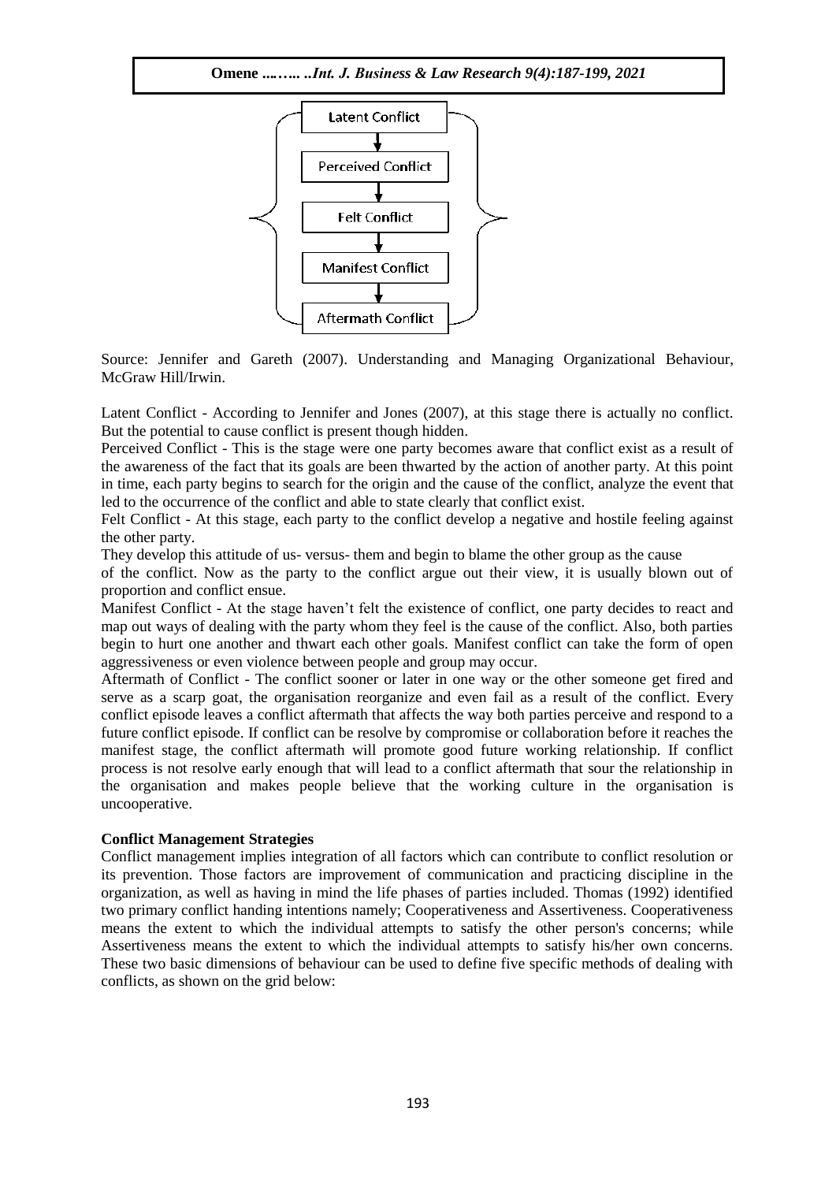Latent Conflict → Perceived Conflict → Felt Conflict → Manifest Conflict → Aftermath Conflict

Source: Jennifer and Gareth (2007). Understanding and Managing Organizational Behaviour, McGraw Hill/Irwin.

Latent Conflict - According to Jennifer and Jones (2007), at this stage there is actually no conflict. But the potential to cause conflict is present though hidden.

Perceived Conflict - This is the stage were one party becomes aware that conflict exist as a result of the awareness of the fact that its goals are been thwarted by the action of another party. At this point in time, each party begins to search for the origin and the cause of the conflict, analyze the event that led to the occurrence of the conflict and able to state clearly that conflict exist.

Felt Conflict - At this stage, each party to the conflict develop a negative and hostile feeling against the other party.

They develop this attitude of us- versus- them and begin to blame the other group as the cause of the conflict. Now as the party to the conflict argue out their view, it is usually blown out of proportion and conflict ensue.

Manifest Conflict - At the stage haven't felt the existence of conflict, one party decides to react and map out ways of dealing with the party whom they feel is the cause of the conflict. Also, both parties begin to hurt one another and thwart each other goals. Manifest conflict can take the form of open aggressiveness or even violence between people and group may occur.

Aftermath of Conflict - The conflict sooner or later in one way or the other someone get fired and serve as a scarp goat, the organisation reorganize and even fail as a result of the conflict. Every conflict episode leaves a conflict aftermath that affects the way both parties perceive and respond to a future conflict episode. If conflict can be resolve by compromise or collaboration before it reaches the manifest stage, the conflict aftermath will promote good future working relationship. If conflict process is not resolve early enough that will lead to a conflict aftermath that sour the relationship in the organisation and makes people believe that the working culture in the organisation is uncooperative.

**Conflict Management Strategies**

Conflict management implies integration of all factors which can contribute to conflict resolution or its prevention. Those factors are improvement of communication and practicing discipline in the organization, as well as having in mind the life phases of parties included. Thomas (1992) identified two primary conflict handing intentions namely; Cooperativeness and Assertiveness. Cooperativeness means the extent to which the individual attempts to satisfy the other person's concerns; while Assertiveness means the extent to which the individual attempts to satisfy his/her own concerns. These two basic dimensions of behaviour can be used to define five specific methods of dealing with conflicts, as shown on the grid below: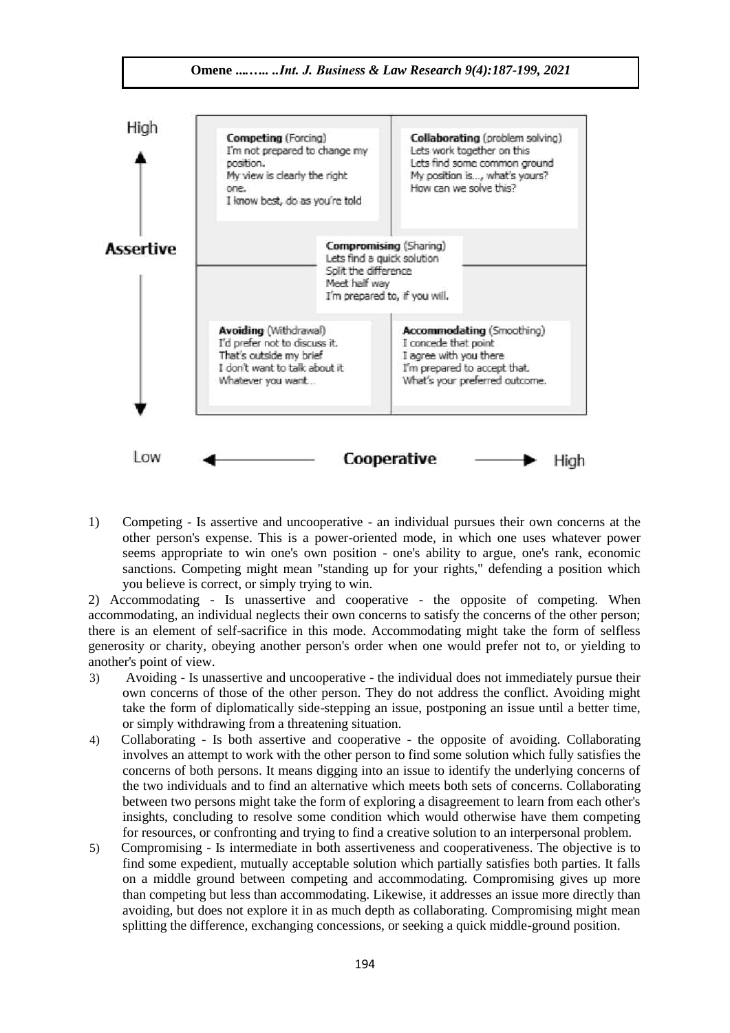High

**Competing** (Forcing)
I'm not prepared to change my position.
My view is clearly the right one.
I know best, do as you're told

**Collaborating** (problem solving)
Lets work together on this
Lets find some common ground
My position is..., what's yours?
How can we solve this?

**Assertive**

**Compromising** (Sharing)
Lets find a quick solution
Split the difference
Meet half way
I'm prepared to, if you will.

**Avoiding** (Withdrawal)
I'd prefer not to discuss it.
That's outside my brief
I don't want to talk about it
Whatever you want...

**Accommodating** (Smoothing)
I concede that point
I agree with you there
I'm prepared to accept that.
What's your preferred outcome.

Low ← **Cooperative** → High

1) Competing - Is assertive and uncooperative - an individual pursues their own concerns at the other person's expense. This is a power-oriented mode, in which one uses whatever power seems appropriate to win one's own position - one's ability to argue, one's rank, economic sanctions. Competing might mean "standing up for your rights," defending a position which you believe is correct, or simply trying to win.

2) Accommodating - Is unassertive and cooperative - the opposite of competing. When accommodating, an individual neglects their own concerns to satisfy the concerns of the other person; there is an element of self-sacrifice in this mode. Accommodating might take the form of selfless generosity or charity, obeying another person's order when one would prefer not to, or yielding to another's point of view.

3) Avoiding - Is unassertive and uncooperative - the individual does not immediately pursue their own concerns of those of the other person. They do not address the conflict. Avoiding might take the form of diplomatically side-stepping an issue, postponing an issue until a better time, or simply withdrawing from a threatening situation.

4) Collaborating - Is both assertive and cooperative - the opposite of avoiding. Collaborating involves an attempt to work with the other person to find some solution which fully satisfies the concerns of both persons. It means digging into an issue to identify the underlying concerns of the two individuals and to find an alternative which meets both sets of concerns. Collaborating between two persons might take the form of exploring a disagreement to learn from each other's insights, concluding to resolve some condition which would otherwise have them competing for resources, or confronting and trying to find a creative solution to an interpersonal problem.

5) Compromising - Is intermediate in both assertiveness and cooperativeness. The objective is to find some expedient, mutually acceptable solution which partially satisfies both parties. It falls on a middle ground between competing and accommodating. Compromising gives up more than competing but less than accommodating. Likewise, it addresses an issue more directly than avoiding, but does not explore it in as much depth as collaborating. Compromising might mean splitting the difference, exchanging concessions, or seeking a quick middle-ground position.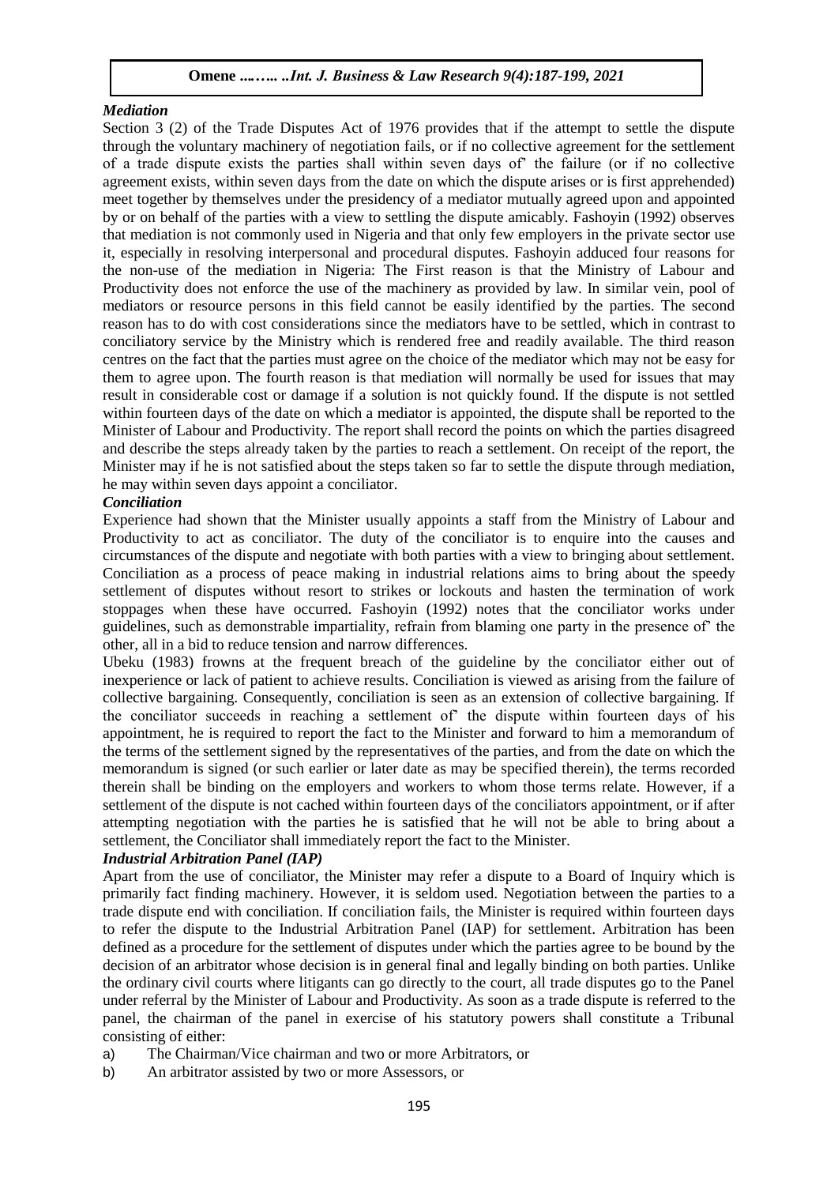### *Mediation*

Section 3 (2) of the Trade Disputes Act of 1976 provides that if the attempt to settle the dispute through the voluntary machinery of negotiation fails, or if no collective agreement for the settlement of a trade dispute exists the parties shall within seven days of' the failure (or if no collective agreement exists, within seven days from the date on which the dispute arises or is first apprehended) meet together by themselves under the presidency of a mediator mutually agreed upon and appointed by or on behalf of the parties with a view to settling the dispute amicably. Fashoyin (1992) observes that mediation is not commonly used in Nigeria and that only few employers in the private sector use it, especially in resolving interpersonal and procedural disputes. Fashoyin adduced four reasons for the non-use of the mediation in Nigeria: The First reason is that the Ministry of Labour and Productivity does not enforce the use of the machinery as provided by law. In similar vein, pool of mediators or resource persons in this field cannot be easily identified by the parties. The second reason has to do with cost considerations since the mediators have to be settled, which in contrast to conciliatory service by the Ministry which is rendered free and readily available. The third reason centres on the fact that the parties must agree on the choice of the mediator which may not be easy for them to agree upon. The fourth reason is that mediation will normally be used for issues that may result in considerable cost or damage if a solution is not quickly found. If the dispute is not settled within fourteen days of the date on which a mediator is appointed, the dispute shall be reported to the Minister of Labour and Productivity. The report shall record the points on which the parties disagreed and describe the steps already taken by the parties to reach a settlement. On receipt of the report, the Minister may if he is not satisfied about the steps taken so far to settle the dispute through mediation, he may within seven days appoint a conciliator.

### *Conciliation*

Experience had shown that the Minister usually appoints a staff from the Ministry of Labour and Productivity to act as conciliator. The duty of the conciliator is to enquire into the causes and circumstances of the dispute and negotiate with both parties with a view to bringing about settlement. Conciliation as a process of peace making in industrial relations aims to bring about the speedy settlement of disputes without resort to strikes or lockouts and hasten the termination of work stoppages when these have occurred. Fashoyin (1992) notes that the conciliator works under guidelines, such as demonstrable impartiality, refrain from blaming one party in the presence of' the other, all in a bid to reduce tension and narrow differences.

Ubeku (1983) frowns at the frequent breach of the guideline by the conciliator either out of inexperience or lack of patient to achieve results. Conciliation is viewed as arising from the failure of collective bargaining. Consequently, conciliation is seen as an extension of collective bargaining. If the conciliator succeeds in reaching a settlement of' the dispute within fourteen days of his appointment, he is required to report the fact to the Minister and forward to him a memorandum of the terms of the settlement signed by the representatives of the parties, and from the date on which the memorandum is signed (or such earlier or later date as may be specified therein), the terms recorded therein shall be binding on the employers and workers to whom those terms relate. However, if a settlement of the dispute is not cached within fourteen days of the conciliators appointment, or if after attempting negotiation with the parties he is satisfied that he will not be able to bring about a settlement, the Conciliator shall immediately report the fact to the Minister.

### *Industrial Arbitration Panel (IAP)*

Apart from the use of conciliator, the Minister may refer a dispute to a Board of Inquiry which is primarily fact finding machinery. However, it is seldom used. Negotiation between the parties to a trade dispute end with conciliation. If conciliation fails, the Minister is required within fourteen days to refer the dispute to the Industrial Arbitration Panel (IAP) for settlement. Arbitration has been defined as a procedure for the settlement of disputes under which the parties agree to be bound by the decision of an arbitrator whose decision is in general final and legally binding on both parties. Unlike the ordinary civil courts where litigants can go directly to the court, all trade disputes go to the Panel under referral by the Minister of Labour and Productivity. As soon as a trade dispute is referred to the panel, the chairman of the panel in exercise of his statutory powers shall constitute a Tribunal consisting of either:

a) The Chairman/Vice chairman and two or more Arbitrators, or
b) An arbitrator assisted by two or more Assessors, or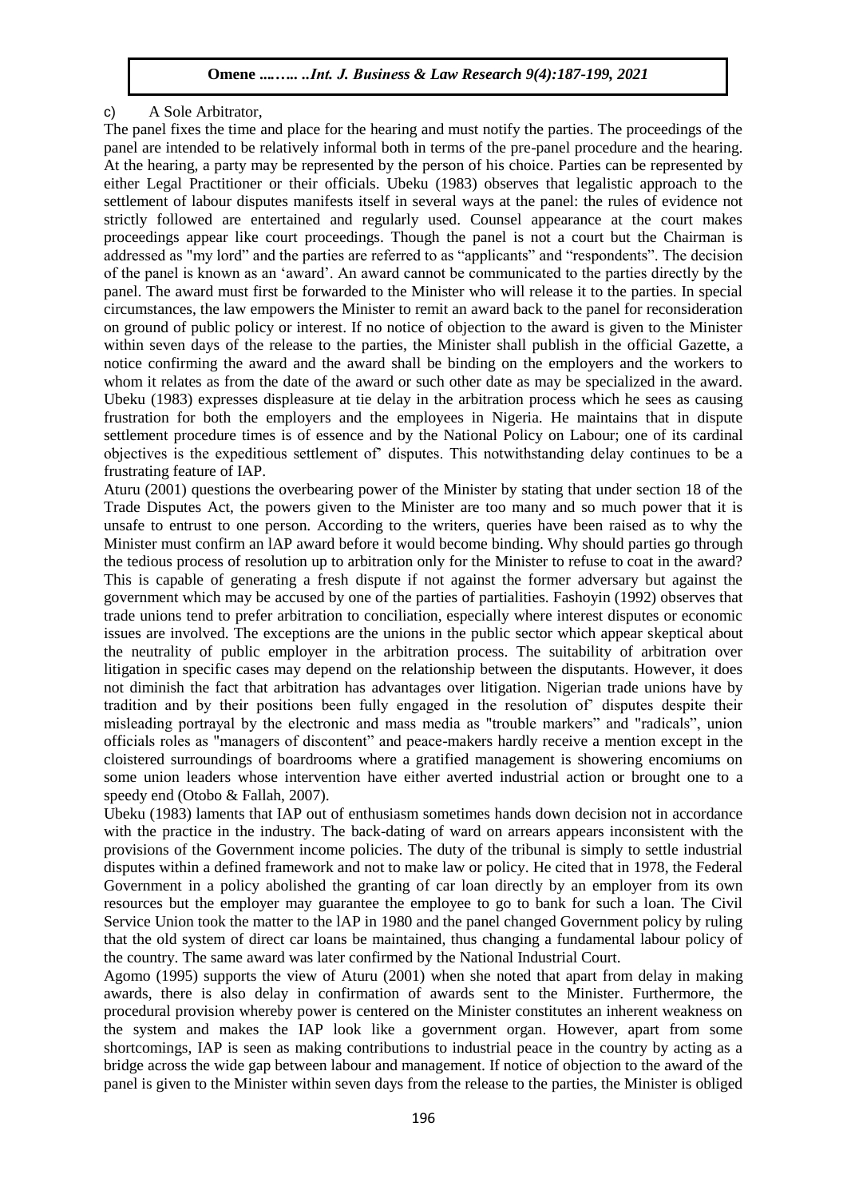c) A Sole Arbitrator,

The panel fixes the time and place for the hearing and must notify the parties. The proceedings of the panel are intended to be relatively informal both in terms of the pre-panel procedure and the hearing. At the hearing, a party may be represented by the person of his choice. Parties can be represented by either Legal Practitioner or their officials. Ubeku (1983) observes that legalistic approach to the settlement of labour disputes manifests itself in several ways at the panel: the rules of evidence not strictly followed are entertained and regularly used. Counsel appearance at the court makes proceedings appear like court proceedings. Though the panel is not a court but the Chairman is addressed as "my lord" and the parties are referred to as "applicants" and "respondents". The decision of the panel is known as an 'award'. An award cannot be communicated to the parties directly by the panel. The award must first be forwarded to the Minister who will release it to the parties. In special circumstances, the law empowers the Minister to remit an award back to the panel for reconsideration on ground of public policy or interest. If no notice of objection to the award is given to the Minister within seven days of the release to the parties, the Minister shall publish in the official Gazette, a notice confirming the award and the award shall be binding on the employers and the workers to whom it relates as from the date of the award or such other date as may be specialized in the award. Ubeku (1983) expresses displeasure at tie delay in the arbitration process which he sees as causing frustration for both the employers and the employees in Nigeria. He maintains that in dispute settlement procedure times is of essence and by the National Policy on Labour; one of its cardinal objectives is the expeditious settlement of' disputes. This notwithstanding delay continues to be a frustrating feature of IAP.

Aturu (2001) questions the overbearing power of the Minister by stating that under section 18 of the Trade Disputes Act, the powers given to the Minister are too many and so much power that it is unsafe to entrust to one person. According to the writers, queries have been raised as to why the Minister must confirm an lAP award before it would become binding. Why should parties go through the tedious process of resolution up to arbitration only for the Minister to refuse to coat in the award? This is capable of generating a fresh dispute if not against the former adversary but against the government which may be accused by one of the parties of partialities. Fashoyin (1992) observes that trade unions tend to prefer arbitration to conciliation, especially where interest disputes or economic issues are involved. The exceptions are the unions in the public sector which appear skeptical about the neutrality of public employer in the arbitration process. The suitability of arbitration over litigation in specific cases may depend on the relationship between the disputants. However, it does not diminish the fact that arbitration has advantages over litigation. Nigerian trade unions have by tradition and by their positions been fully engaged in the resolution of' disputes despite their misleading portrayal by the electronic and mass media as "trouble markers" and "radicals", union officials roles as "managers of discontent" and peace-makers hardly receive a mention except in the cloistered surroundings of boardrooms where a gratified management is showering encomiums on some union leaders whose intervention have either averted industrial action or brought one to a speedy end (Otobo & Fallah, 2007).

Ubeku (1983) laments that IAP out of enthusiasm sometimes hands down decision not in accordance with the practice in the industry. The back-dating of ward on arrears appears inconsistent with the provisions of the Government income policies. The duty of the tribunal is simply to settle industrial disputes within a defined framework and not to make law or policy. He cited that in 1978, the Federal Government in a policy abolished the granting of car loan directly by an employer from its own resources but the employer may guarantee the employee to go to bank for such a loan. The Civil Service Union took the matter to the lAP in 1980 and the panel changed Government policy by ruling that the old system of direct car loans be maintained, thus changing a fundamental labour policy of the country. The same award was later confirmed by the National Industrial Court.

Agomo (1995) supports the view of Aturu (2001) when she noted that apart from delay in making awards, there is also delay in confirmation of awards sent to the Minister. Furthermore, the procedural provision whereby power is centered on the Minister constitutes an inherent weakness on the system and makes the IAP look like a government organ. However, apart from some shortcomings, IAP is seen as making contributions to industrial peace in the country by acting as a bridge across the wide gap between labour and management. If notice of objection to the award of the panel is given to the Minister within seven days from the release to the parties, the Minister is obliged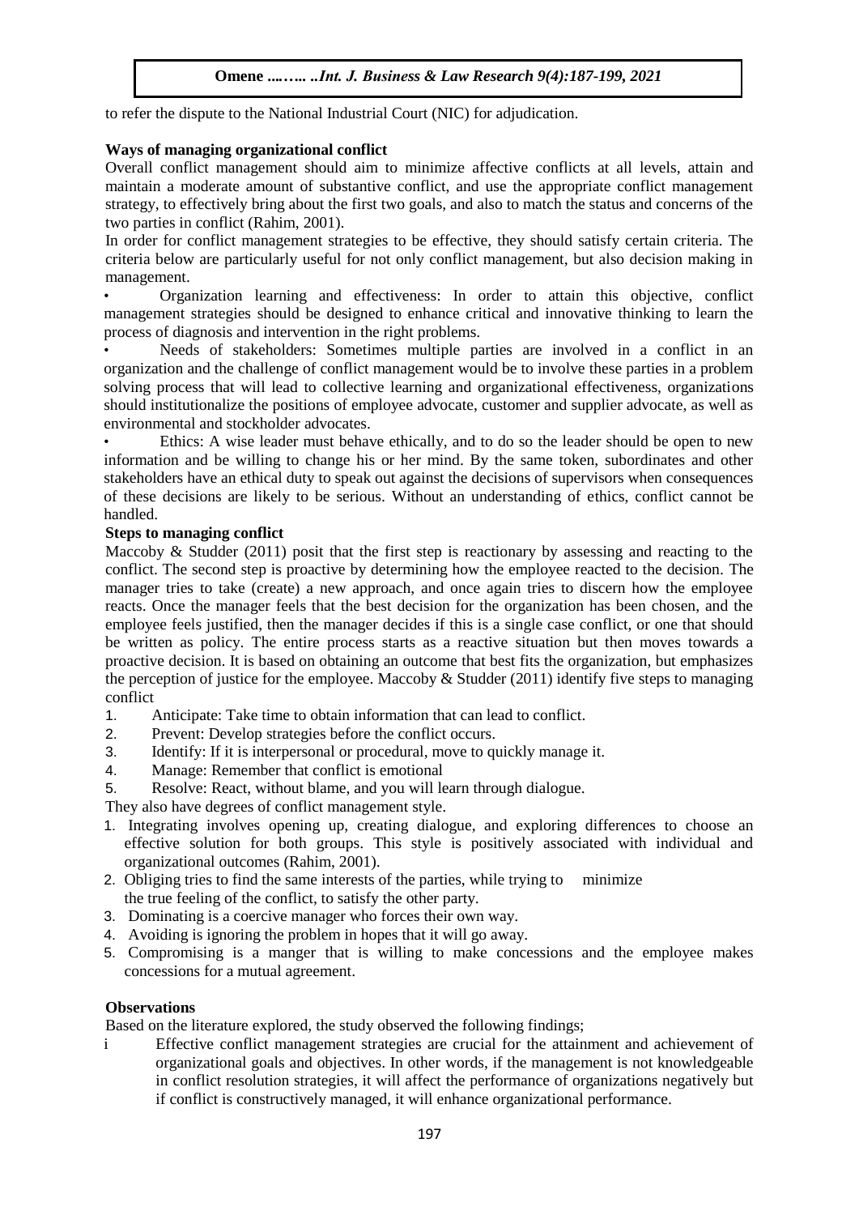to refer the dispute to the National Industrial Court (NIC) for adjudication.

**Ways of managing organizational conflict**

Overall conflict management should aim to minimize affective conflicts at all levels, attain and maintain a moderate amount of substantive conflict, and use the appropriate conflict management strategy, to effectively bring about the first two goals, and also to match the status and concerns of the two parties in conflict (Rahim, 2001).

In order for conflict management strategies to be effective, they should satisfy certain criteria. The criteria below are particularly useful for not only conflict management, but also decision making in management.

- Organization learning and effectiveness: In order to attain this objective, conflict management strategies should be designed to enhance critical and innovative thinking to learn the process of diagnosis and intervention in the right problems.
- Needs of stakeholders: Sometimes multiple parties are involved in a conflict in an organization and the challenge of conflict management would be to involve these parties in a problem solving process that will lead to collective learning and organizational effectiveness, organizations should institutionalize the positions of employee advocate, customer and supplier advocate, as well as environmental and stockholder advocates.
- Ethics: A wise leader must behave ethically, and to do so the leader should be open to new information and be willing to change his or her mind. By the same token, subordinates and other stakeholders have an ethical duty to speak out against the decisions of supervisors when consequences of these decisions are likely to be serious. Without an understanding of ethics, conflict cannot be handled.

**Steps to managing conflict**

Maccoby & Studder (2011) posit that the first step is reactionary by assessing and reacting to the conflict. The second step is proactive by determining how the employee reacted to the decision. The manager tries to take (create) a new approach, and once again tries to discern how the employee reacts. Once the manager feels that the best decision for the organization has been chosen, and the employee feels justified, then the manager decides if this is a single case conflict, or one that should be written as policy. The entire process starts as a reactive situation but then moves towards a proactive decision. It is based on obtaining an outcome that best fits the organization, but emphasizes the perception of justice for the employee. Maccoby & Studder (2011) identify five steps to managing conflict

1. Anticipate: Take time to obtain information that can lead to conflict.
2. Prevent: Develop strategies before the conflict occurs.
3. Identify: If it is interpersonal or procedural, move to quickly manage it.
4. Manage: Remember that conflict is emotional
5. Resolve: React, without blame, and you will learn through dialogue.

They also have degrees of conflict management style.

1. Integrating involves opening up, creating dialogue, and exploring differences to choose an effective solution for both groups. This style is positively associated with individual and organizational outcomes (Rahim, 2001).
2. Obliging tries to find the same interests of the parties, while trying to minimize the true feeling of the conflict, to satisfy the other party.
3. Dominating is a coercive manager who forces their own way.
4. Avoiding is ignoring the problem in hopes that it will go away.
5. Compromising is a manger that is willing to make concessions and the employee makes concessions for a mutual agreement.

**Observations**

Based on the literature explored, the study observed the following findings;

i. Effective conflict management strategies are crucial for the attainment and achievement of organizational goals and objectives. In other words, if the management is not knowledgeable in conflict resolution strategies, it will affect the performance of organizations negatively but if conflict is constructively managed, it will enhance organizational performance.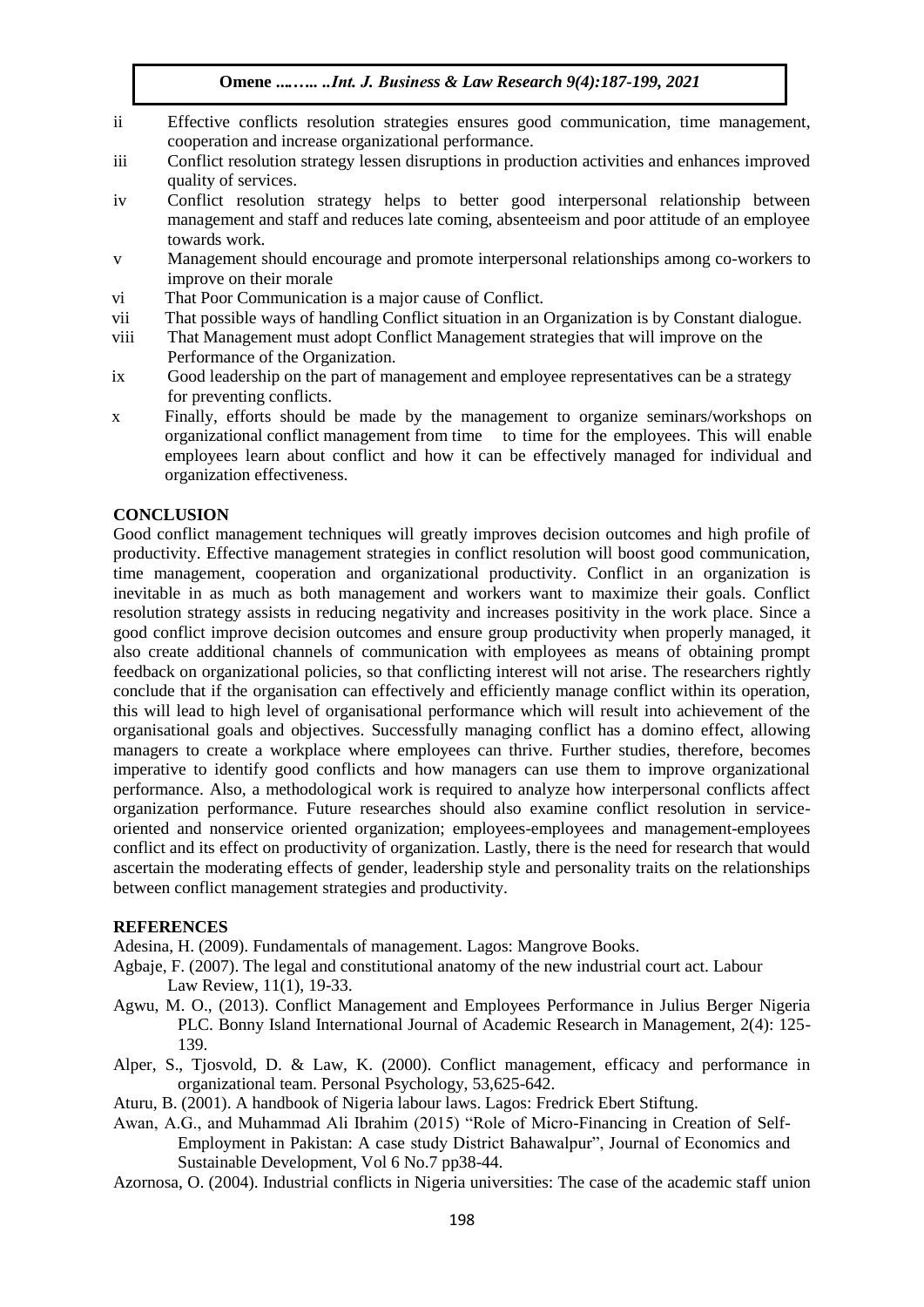ii Effective conflicts resolution strategies ensures good communication, time management, cooperation and increase organizational performance.

iii Conflict resolution strategy lessen disruptions in production activities and enhances improved quality of services.

iv Conflict resolution strategy helps to better good interpersonal relationship between management and staff and reduces late coming, absenteeism and poor attitude of an employee towards work.

v Management should encourage and promote interpersonal relationships among co-workers to improve on their morale

vi That Poor Communication is a major cause of Conflict.

vii That possible ways of handling Conflict situation in an Organization is by Constant dialogue.

viii That Management must adopt Conflict Management strategies that will improve on the Performance of the Organization.

ix Good leadership on the part of management and employee representatives can be a strategy for preventing conflicts.

x Finally, efforts should be made by the management to organize seminars/workshops on organizational conflict management from time to time for the employees. This will enable employees learn about conflict and how it can be effectively managed for individual and organization effectiveness.

## CONCLUSION

Good conflict management techniques will greatly improves decision outcomes and high profile of productivity. Effective management strategies in conflict resolution will boost good communication, time management, cooperation and organizational productivity. Conflict in an organization is inevitable in as much as both management and workers want to maximize their goals. Conflict resolution strategy assists in reducing negativity and increases positivity in the work place. Since a good conflict improve decision outcomes and ensure group productivity when properly managed, it also create additional channels of communication with employees as means of obtaining prompt feedback on organizational policies, so that conflicting interest will not arise. The researchers rightly conclude that if the organisation can effectively and efficiently manage conflict within its operation, this will lead to high level of organisational performance which will result into achievement of the organisational goals and objectives. Successfully managing conflict has a domino effect, allowing managers to create a workplace where employees can thrive. Further studies, therefore, becomes imperative to identify good conflicts and how managers can use them to improve organizational performance. Also, a methodological work is required to analyze how interpersonal conflicts affect organization performance. Future researches should also examine conflict resolution in service-oriented and nonservice oriented organization; employees-employees and management-employees conflict and its effect on productivity of organization. Lastly, there is the need for research that would ascertain the moderating effects of gender, leadership style and personality traits on the relationships between conflict management strategies and productivity.

## REFERENCES

Adesina, H. (2009). Fundamentals of management. Lagos: Mangrove Books.

Agbaje, F. (2007). The legal and constitutional anatomy of the new industrial court act. Labour Law Review, 11(1), 19-33.

Agwu, M. O., (2013). Conflict Management and Employees Performance in Julius Berger Nigeria PLC. Bonny Island International Journal of Academic Research in Management, 2(4): 125-139.

Alper, S., Tjosvold, D. & Law, K. (2000). Conflict management, efficacy and performance in organizational team. Personal Psychology, 53,625-642.

Aturu, B. (2001). A handbook of Nigeria labour laws. Lagos: Fredrick Ebert Stiftung.

Awan, A.G., and Muhammad Ali Ibrahim (2015) "Role of Micro-Financing in Creation of Self-Employment in Pakistan: A case study District Bahawalpur", Journal of Economics and Sustainable Development, Vol 6 No.7 pp38-44.

Azornosa, O. (2004). Industrial conflicts in Nigeria universities: The case of the academic staff union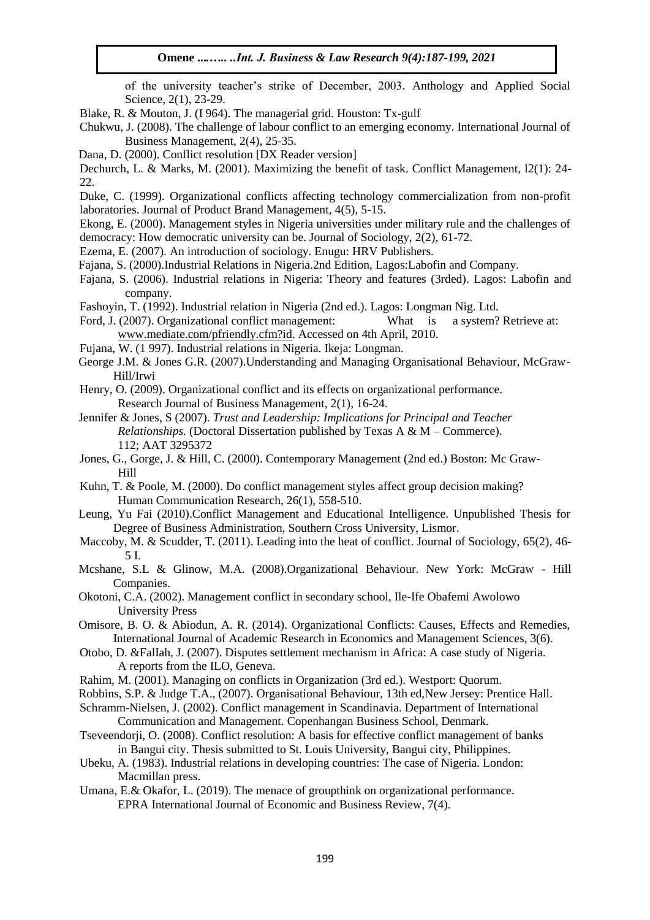of the university teacher's strike of December, 2003. Anthology and Applied Social Science, 2(1), 23-29.

Blake, R. & Mouton, J. (I 964). The managerial grid. Houston: Tx-gulf

Chukwu, J. (2008). The challenge of labour conflict to an emerging economy. International Journal of Business Management, 2(4), 25-35.

Dana, D. (2000). Conflict resolution [DX Reader version]

Dechurch, L. & Marks, M. (2001). Maximizing the benefit of task. Conflict Management, l2(1): 24-22.

Duke, C. (1999). Organizational conflicts affecting technology commercialization from non-profit laboratories. Journal of Product Brand Management, 4(5), 5-15.

Ekong, E. (2000). Management styles in Nigeria universities under military rule and the challenges of democracy: How democratic university can be. Journal of Sociology, 2(2), 61-72.

Ezema, E. (2007). An introduction of sociology. Enugu: HRV Publishers.

Fajana, S. (2000).Industrial Relations in Nigeria.2nd Edition, Lagos:Labofin and Company.

Fajana, S. (2006). Industrial relations in Nigeria: Theory and features (3rded). Lagos: Labofin and company.

Fashoyin, T. (1992). Industrial relation in Nigeria (2nd ed.). Lagos: Longman Nig. Ltd.

Ford, J. (2007). Organizational conflict management: What is a system? Retrieve at: www.mediate.com/pfriendly.cfm?id. Accessed on 4th April, 2010.

Fujana, W. (1 997). Industrial relations in Nigeria. Ikeja: Longman.

George J.M. & Jones G.R. (2007).Understanding and Managing Organisational Behaviour, McGraw-Hill/Irwi

Henry, O. (2009). Organizational conflict and its effects on organizational performance. Research Journal of Business Management, 2(1), 16-24.

Jennifer & Jones, S (2007). *Trust and Leadership: Implications for Principal and Teacher Relationships.* (Doctoral Dissertation published by Texas A & M – Commerce). 112; AAT 3295372

Jones, G., Gorge, J. & Hill, C. (2000). Contemporary Management (2nd ed.) Boston: Mc Graw-Hill

Kuhn, T. & Poole, M. (2000). Do conflict management styles affect group decision making? Human Communication Research, 26(1), 558-510.

Leung, Yu Fai (2010).Conflict Management and Educational Intelligence. Unpublished Thesis for Degree of Business Administration, Southern Cross University, Lismor.

Maccoby, M. & Scudder, T. (2011). Leading into the heat of conflict. Journal of Sociology, 65(2), 46-5 I.

Mcshane, S.L & Glinow, M.A. (2008).Organizational Behaviour. New York: McGraw - Hill Companies.

Okotoni, C.A. (2002). Management conflict in secondary school, Ile-Ife Obafemi Awolowo University Press

Omisore, B. O. & Abiodun, A. R. (2014). Organizational Conflicts: Causes, Effects and Remedies, International Journal of Academic Research in Economics and Management Sciences, 3(6).

Otobo, D. &FalIah, J. (2007). Disputes settlement mechanism in Africa: A case study of Nigeria. A reports from the ILO, Geneva.

Rahim, M. (2001). Managing on conflicts in Organization (3rd ed.). Westport: Quorum.

Robbins, S.P. & Judge T.A., (2007). Organisational Behaviour, 13th ed,New Jersey: Prentice Hall.

Schramm-Nielsen, J. (2002). Conflict management in Scandinavia. Department of International Communication and Management. Copenhangan Business School, Denmark.

Tseveendorji, O. (2008). Conflict resolution: A basis for effective conflict management of banks in Bangui city. Thesis submitted to St. Louis University, Bangui city, Philippines.

Ubeku, A. (1983). Industrial relations in developing countries: The case of Nigeria. London: Macmillan press.

Umana, E.& Okafor, L. (2019). The menace of groupthink on organizational performance. EPRA International Journal of Economic and Business Review, 7(4).